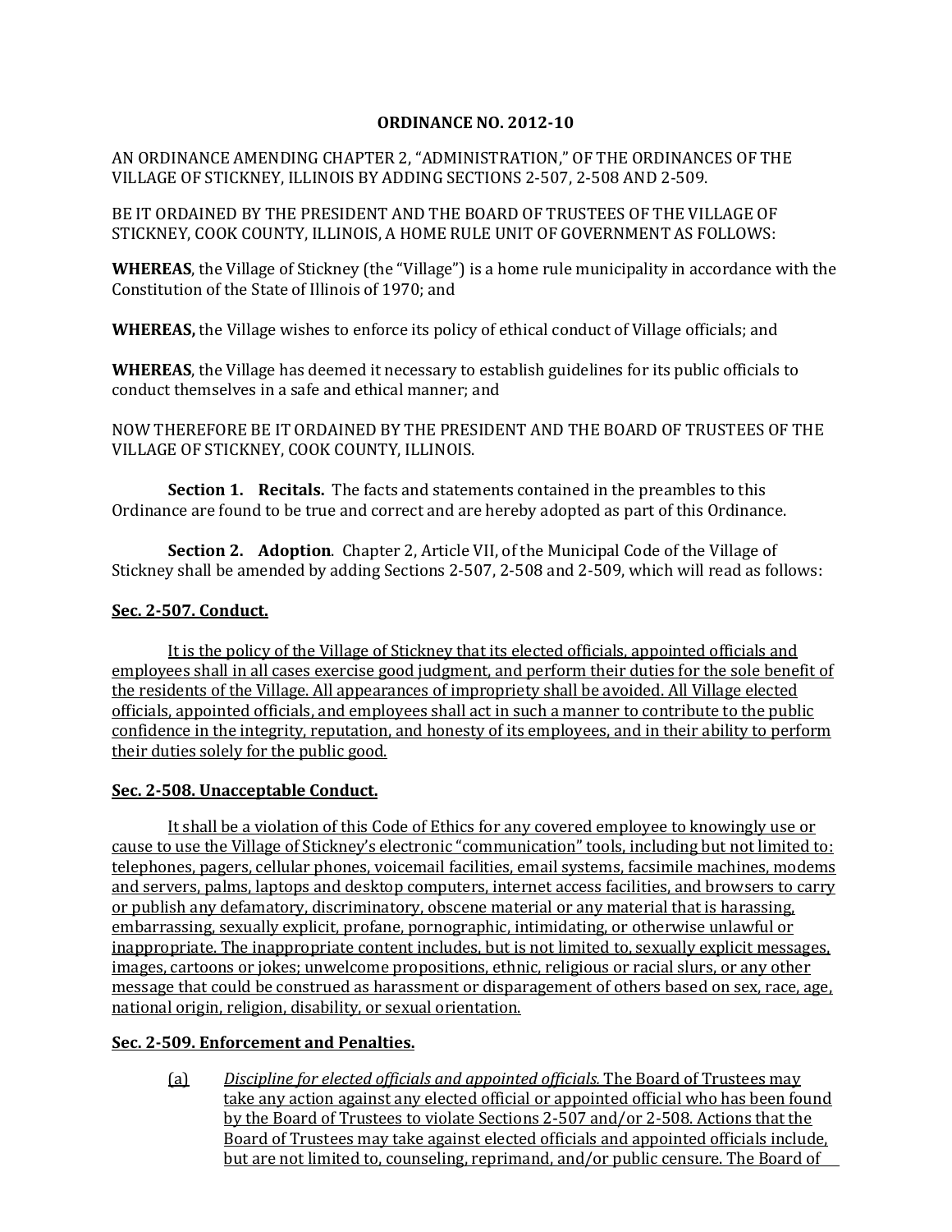**ORDINANCE NO. 2012-10**

AN ORDINANCE AMENDING CHAPTER 2, "ADMINISTRATION," OF THE ORDINANCES OF THE VILLAGE OF STICKNEY, ILLINOIS BY ADDING SECTIONS 2-507, 2-508 AND 2-509.

BE IT ORDAINED BY THE PRESIDENT AND THE BOARD OF TRUSTEES OF THE VILLAGE OF STICKNEY, COOK COUNTY, ILLINOIS, A HOME RULE UNIT OF GOVERNMENT AS FOLLOWS:

**WHEREAS**, the Village of Stickney (the "Village") is a home rule municipality in accordance with the Constitution of the State of Illinois of 1970; and

**WHEREAS,** the Village wishes to enforce its policy of ethical conduct of Village officials; and

**WHEREAS**, the Village has deemed it necessary to establish guidelines for its public officials to conduct themselves in a safe and ethical manner; and

NOW THEREFORE BE IT ORDAINED BY THE PRESIDENT AND THE BOARD OF TRUSTEES OF THE VILLAGE OF STICKNEY, COOK COUNTY, ILLINOIS.

**Section 1. Recitals.** The facts and statements contained in the preambles to this Ordinance are found to be true and correct and are hereby adopted as part of this Ordinance.

**Section 2. Adoption**. Chapter 2, Article VII, of the Municipal Code of the Village of Stickney shall be amended by adding Sections 2-507, 2-508 and 2-509, which will read as follows:

**Sec. 2-507. Conduct.**

It is the policy of the Village of Stickney that its elected officials, appointed officials and employees shall in all cases exercise good judgment, and perform their duties for the sole benefit of the residents of the Village. All appearances of impropriety shall be avoided. All Village elected officials, appointed officials, and employees shall act in such a manner to contribute to the public confidence in the integrity, reputation, and honesty of its employees, and in their ability to perform their duties solely for the public good.

**Sec. 2-508. Unacceptable Conduct.**

It shall be a violation of this Code of Ethics for any covered employee to knowingly use or cause to use the Village of Stickney's electronic "communication" tools, including but not limited to: telephones, pagers, cellular phones, voicemail facilities, email systems, facsimile machines, modems and servers, palms, laptops and desktop computers, internet access facilities, and browsers to carry or publish any defamatory, discriminatory, obscene material or any material that is harassing, embarrassing, sexually explicit, profane, pornographic, intimidating, or otherwise unlawful or inappropriate. The inappropriate content includes, but is not limited to, sexually explicit messages, images, cartoons or jokes; unwelcome propositions, ethnic, religious or racial slurs, or any other message that could be construed as harassment or disparagement of others based on sex, race, age, national origin, religion, disability, or sexual orientation.

**Sec. 2-509. Enforcement and Penalties.**

(a) *Discipline for elected officials and appointed officials.* The Board of Trustees may take any action against any elected official or appointed official who has been found by the Board of Trustees to violate Sections 2-507 and/or 2-508. Actions that the Board of Trustees may take against elected officials and appointed officials include, but are not limited to, counseling, reprimand, and/or public censure. The Board of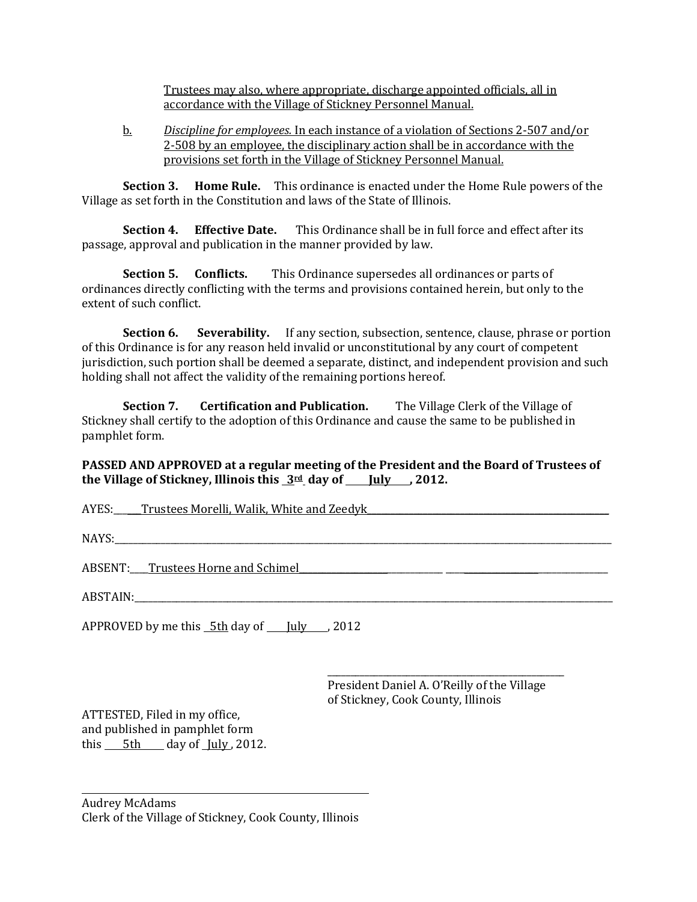Trustees may also, where appropriate, discharge appointed officials, all in accordance with the Village of Stickney Personnel Manual.

b. *Discipline for employees.* In each instance of a violation of Sections 2-507 and/or 2-508 by an employee, the disciplinary action shall be in accordance with the provisions set forth in the Village of Stickney Personnel Manual.

**Section 3. Home Rule.** This ordinance is enacted under the Home Rule powers of the Village as set forth in the Constitution and laws of the State of Illinois.

**Section 4. Effective Date.** This Ordinance shall be in full force and effect after its passage, approval and publication in the manner provided by law.

**Section 5. Conflicts.** This Ordinance supersedes all ordinances or parts of ordinances directly conflicting with the terms and provisions contained herein, but only to the extent of such conflict.

**Section 6. Severability.** If any section, subsection, sentence, clause, phrase or portion of this Ordinance is for any reason held invalid or unconstitutional by any court of competent jurisdiction, such portion shall be deemed a separate, distinct, and independent provision and such holding shall not affect the validity of the remaining portions hereof.

**Section 7. Certification and Publication.** The Village Clerk of the Village of Stickney shall certify to the adoption of this Ordinance and cause the same to be published in pamphlet form.

**PASSED AND APPROVED at a regular meeting of the President and the Board of Trustees of the Village of Stickney, Illinois this 3rd day of July, 2012.**

AYES: Trustees Morelli, Walik, White and Zeedyk

NAYS:

ABSENT: Trustees Horne and Schimel

ABSTAIN:

APPROVED by me this 5th day of July, 2012

President Daniel A. O'Reilly of the Village of Stickney, Cook County, Illinois

ATTESTED, Filed in my office, and published in pamphlet form this 5th day of July, 2012.

Audrey McAdams
Clerk of the Village of Stickney, Cook County, Illinois